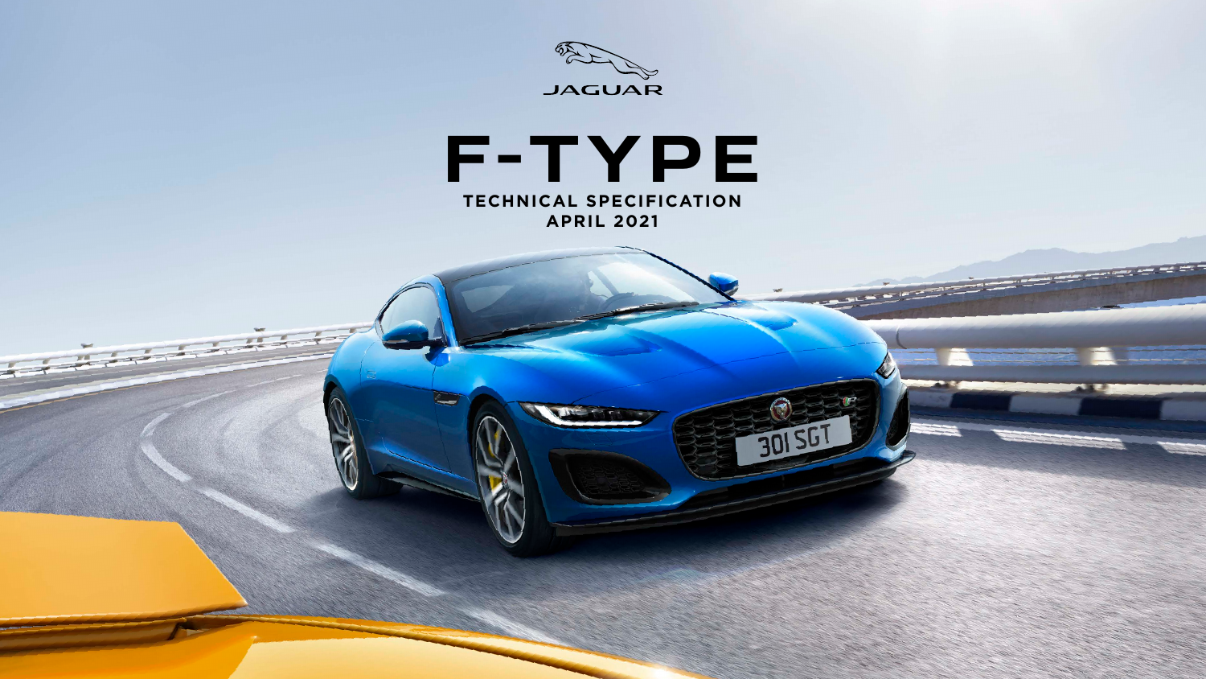JAGUAR

# F-TYPE

## TECHNICAL SPECIFICATION
## APRIL 2021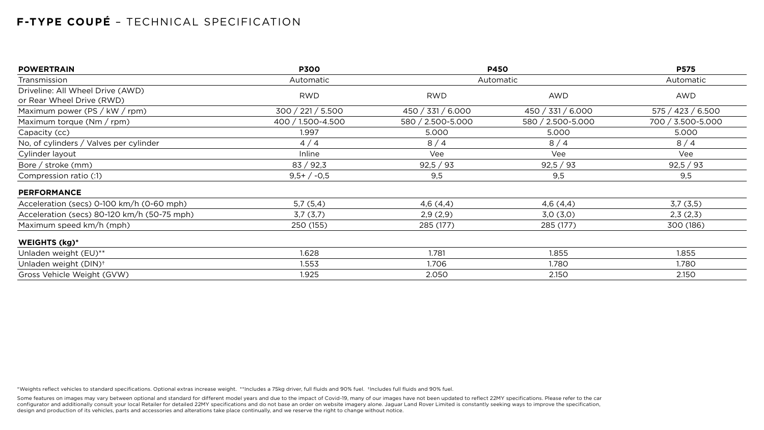# **F-TYPE COUPÉ** – TECHNICAL SPECIFICATION

| **POWERTRAIN** | **P300** | **P450** | | **P575** |
|---|---|---|---|---|
| Transmission | Automatic | Automatic | | Automatic |
| Driveline: All Wheel Drive (AWD) or Rear Wheel Drive (RWD) | RWD | RWD | AWD | AWD |
| Maximum power (PS / kW / rpm) | 300 / 221 / 5.500 | 450 / 331 / 6.000 | 450 / 331 / 6.000 | 575 / 423 / 6.500 |
| Maximum torque (Nm / rpm) | 400 / 1.500-4.500 | 580 / 2.500-5.000 | 580 / 2.500-5.000 | 700 / 3.500-5.000 |
| Capacity (cc) | 1.997 | 5.000 | 5.000 | 5.000 |
| No, of cylinders / Valves per cylinder | 4 / 4 | 8 / 4 | 8 / 4 | 8 / 4 |
| Cylinder layout | Inline | Vee | Vee | Vee |
| Bore / stroke (mm) | 83 / 92,3 | 92,5 / 93 | 92,5 / 93 | 92,5 / 93 |
| Compression ratio (:1) | 9,5+ / -0,5 | 9,5 | 9,5 | 9,5 |
| **PERFORMANCE** | | | | |
| Acceleration (secs) 0-100 km/h (0-60 mph) | 5,7 (5,4) | 4,6 (4,4) | 4,6 (4,4) | 3,7 (3,5) |
| Acceleration (secs) 80-120 km/h (50-75 mph) | 3,7 (3,7) | 2,9 (2,9) | 3,0 (3,0) | 2,3 (2,3) |
| Maximum speed km/h (mph) | 250 (155) | 285 (177) | 285 (177) | 300 (186) |
| **WEIGHTS (kg)*** | | | | |
| Unladen weight (EU)** | 1.628 | 1.781 | 1.855 | 1.855 |
| Unladen weight (DIN)† | 1.553 | 1.706 | 1.780 | 1.780 |
| Gross Vehicle Weight (GVW) | 1.925 | 2.050 | 2.150 | 2.150 |

*Weights reflect vehicles to standard specifications. Optional extras increase weight. **Includes a 75kg driver, full fluids and 90% fuel. †Includes full fluids and 90% fuel.

Some features on images may vary between optional and standard for different model years and due to the impact of Covid-19, many of our images have not been updated to reflect 22MY specifications. Please refer to the car configurator and additionally consult your local Retailer for detailed 22MY specifications and do not base an order on website imagery alone. Jaguar Land Rover Limited is constantly seeking ways to improve the specification, design and production of its vehicles, parts and accessories and alterations take place continually, and we reserve the right to change without notice.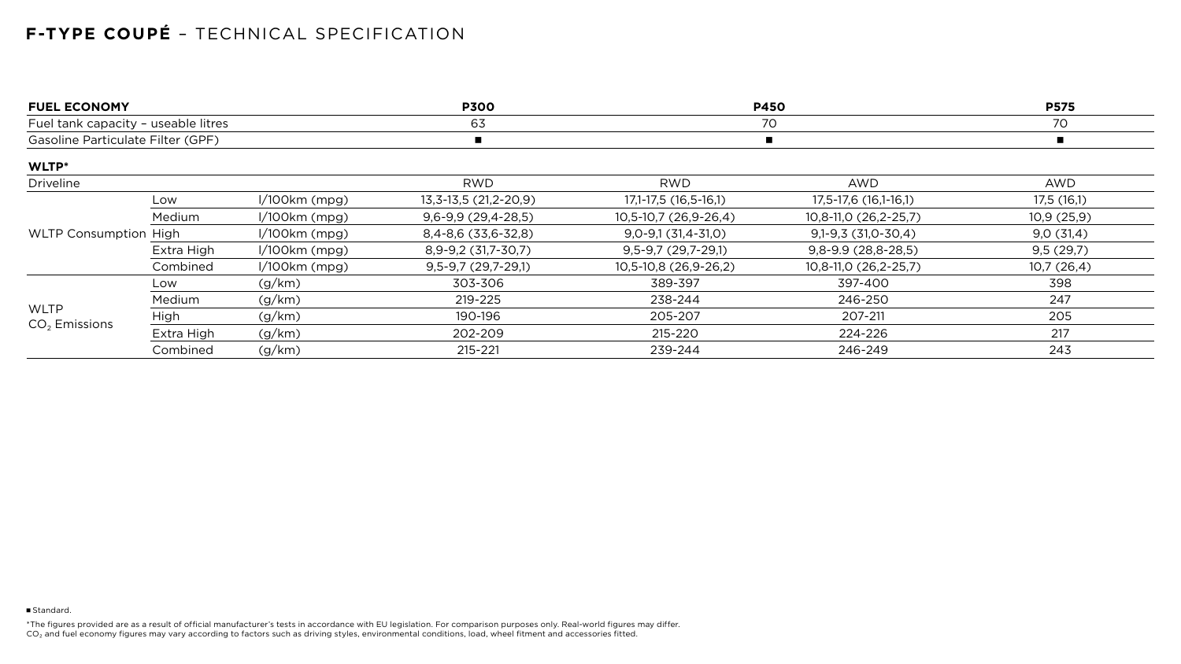# F-TYPE COUPÉ – TECHNICAL SPECIFICATION

| FUEL ECONOMY | | | P300 | P450 | | P575 |
|---|---|---|---|---|---|---|
| Fuel tank capacity – useable litres | | | 63 | 70 | | 70 |
| Gasoline Particulate Filter (GPF) | | | ■ | ■ | | ■ |

**WLTP***

| Driveline | | | RWD | RWD | AWD | AWD |
|---|---|---|---|---|---|---|
| WLTP Consumption | Low | l/100km (mpg) | 13,3-13,5 (21,2-20,9) | 17,1-17,5 (16,5-16,1) | 17,5-17,6 (16,1-16,1) | 17,5 (16,1) |
| | Medium | l/100km (mpg) | 9,6-9,9 (29,4-28,5) | 10,5-10,7 (26,9-26,4) | 10,8-11,0 (26,2-25,7) | 10,9 (25,9) |
| | High | l/100km (mpg) | 8,4-8,6 (33,6-32,8) | 9,0-9,1 (31,4-31,0) | 9,1-9,3 (31,0-30,4) | 9,0 (31,4) |
| | Extra High | l/100km (mpg) | 8,9-9,2 (31,7-30,7) | 9,5-9,7 (29,7-29,1) | 9,8-9.9 (28,8-28,5) | 9,5 (29,7) |
| | Combined | l/100km (mpg) | 9,5-9,7 (29,7-29,1) | 10,5-10,8 (26,9-26,2) | 10,8-11,0 (26,2-25,7) | 10,7 (26,4) |
| WLTP $CO_2$ Emissions | Low | (g/km) | 303-306 | 389-397 | 397-400 | 398 |
| | Medium | (g/km) | 219-225 | 238-244 | 246-250 | 247 |
| | High | (g/km) | 190-196 | 205-207 | 207-211 | 205 |
| | Extra High | (g/km) | 202-209 | 215-220 | 224-226 | 217 |
| | Combined | (g/km) | 215-221 | 239-244 | 246-249 | 243 |

■ Standard.

*The figures provided are as a result of official manufacturer's tests in accordance with EU legislation. For comparison purposes only. Real-world figures may differ. $CO_2$ and fuel economy figures may vary according to factors such as driving styles, environmental conditions, load, wheel fitment and accessories fitted.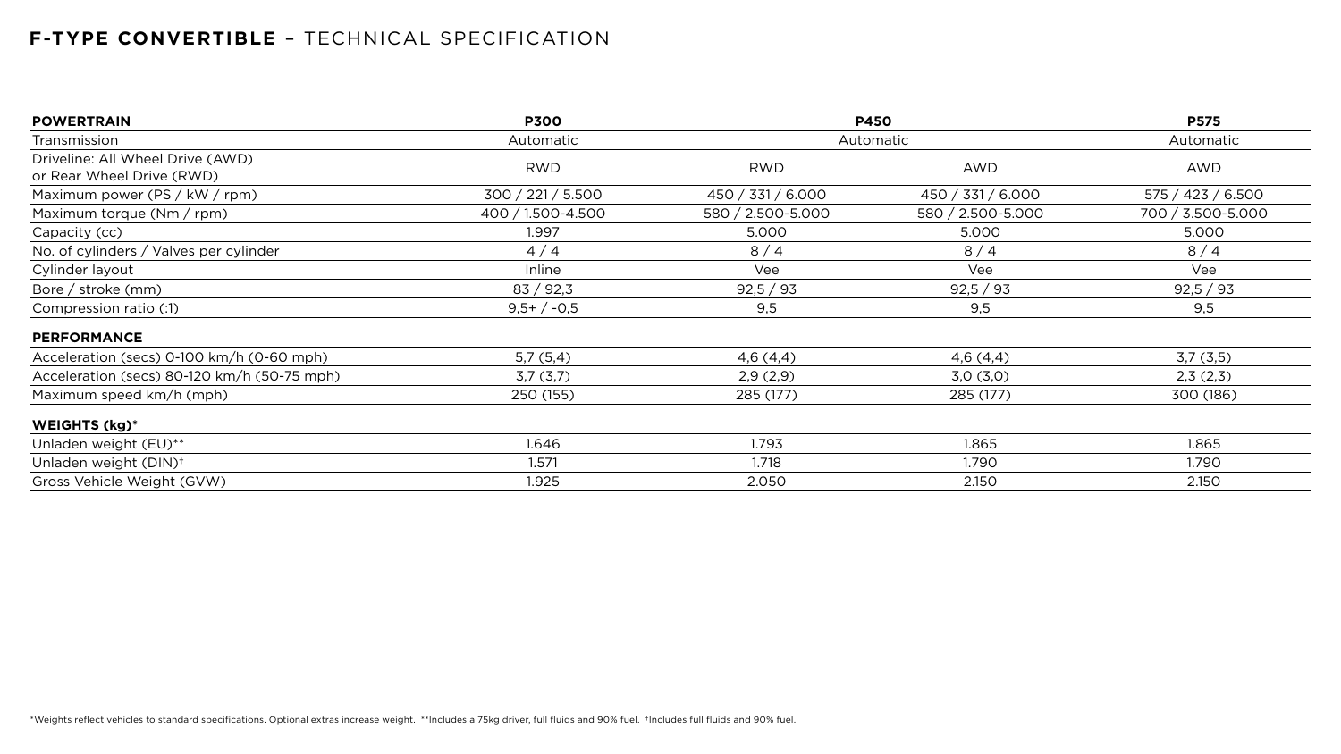# **F-TYPE CONVERTIBLE** – TECHNICAL SPECIFICATION

| **POWERTRAIN** | **P300** | **P450** | | **P575** |
|---|---|---|---|---|
| Transmission | Automatic | Automatic | | Automatic |
| Driveline: All Wheel Drive (AWD) or Rear Wheel Drive (RWD) | RWD | RWD | AWD | AWD |
| Maximum power (PS / kW / rpm) | 300 / 221 / 5.500 | 450 / 331 / 6.000 | 450 / 331 / 6.000 | 575 / 423 / 6.500 |
| Maximum torque (Nm / rpm) | 400 / 1.500-4.500 | 580 / 2.500-5.000 | 580 / 2.500-5.000 | 700 / 3.500-5.000 |
| Capacity (cc) | 1.997 | 5.000 | 5.000 | 5.000 |
| No. of cylinders / Valves per cylinder | 4 / 4 | 8 / 4 | 8 / 4 | 8 / 4 |
| Cylinder layout | Inline | Vee | Vee | Vee |
| Bore / stroke (mm) | 83 / 92,3 | 92,5 / 93 | 92,5 / 93 | 92,5 / 93 |
| Compression ratio (:1) | 9,5+ / -0,5 | 9,5 | 9,5 | 9,5 |
| **PERFORMANCE** | | | | |
| Acceleration (secs) 0-100 km/h (0-60 mph) | 5,7 (5,4) | 4,6 (4,4) | 4,6 (4,4) | 3,7 (3,5) |
| Acceleration (secs) 80-120 km/h (50-75 mph) | 3,7 (3,7) | 2,9 (2,9) | 3,0 (3,0) | 2,3 (2,3) |
| Maximum speed km/h (mph) | 250 (155) | 285 (177) | 285 (177) | 300 (186) |
| **WEIGHTS (kg)*** | | | | |
| Unladen weight (EU)** | 1.646 | 1.793 | 1.865 | 1.865 |
| Unladen weight (DIN)† | 1.571 | 1.718 | 1.790 | 1.790 |
| Gross Vehicle Weight (GVW) | 1.925 | 2.050 | 2.150 | 2.150 |

*Weights reflect vehicles to standard specifications. Optional extras increase weight. **Includes a 75kg driver, full fluids and 90% fuel. †Includes full fluids and 90% fuel.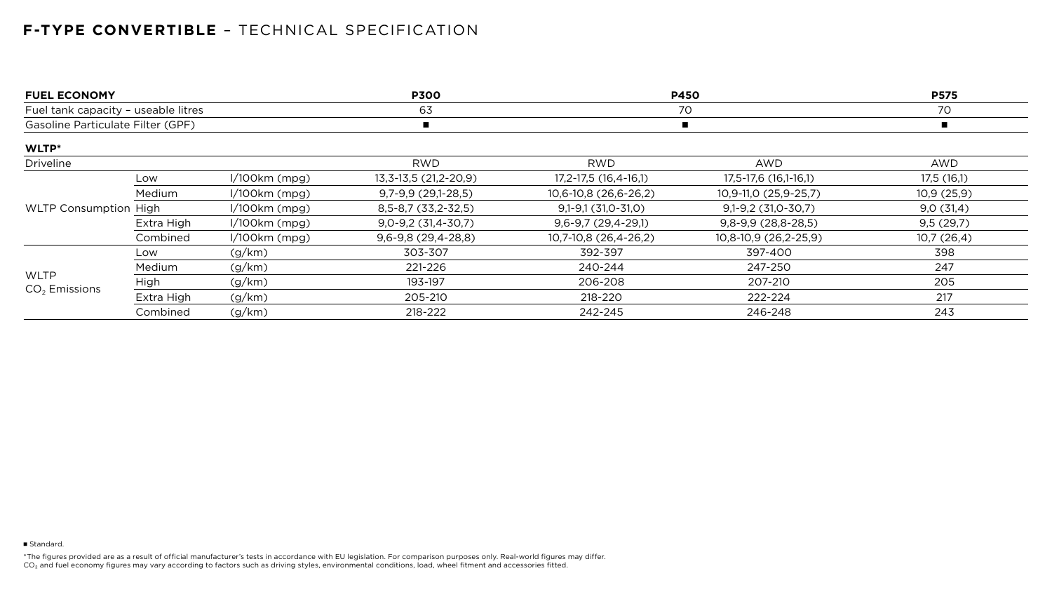## F-TYPE CONVERTIBLE – TECHNICAL SPECIFICATION

| FUEL ECONOMY | | | P300 | P450 | | P575 |
|---|---|---|---|---|---|---|
| Fuel tank capacity – useable litres | | | 63 | 70 | | 70 |
| Gasoline Particulate Filter (GPF) | | | ■ | ■ | | ■ |
| **WLTP*** | | | | | | |
| Driveline | | | RWD | RWD | AWD | AWD |
| WLTP Consumption | Low | l/100km (mpg) | 13,3-13,5 (21,2-20,9) | 17,2-17,5 (16,4-16,1) | 17,5-17,6 (16,1-16,1) | 17,5 (16,1) |
| | Medium | l/100km (mpg) | 9,7-9,9 (29,1-28,5) | 10,6-10,8 (26,6-26,2) | 10,9-11,0 (25,9-25,7) | 10,9 (25,9) |
| | High | l/100km (mpg) | 8,5-8,7 (33,2-32,5) | 9,1-9,1 (31,0-31,0) | 9,1-9,2 (31,0-30,7) | 9,0 (31,4) |
| | Extra High | l/100km (mpg) | 9,0-9,2 (31,4-30,7) | 9,6-9,7 (29,4-29,1) | 9,8-9,9 (28,8-28,5) | 9,5 (29,7) |
| | Combined | l/100km (mpg) | 9,6-9,8 (29,4-28,8) | 10,7-10,8 (26,4-26,2) | 10,8-10,9 (26,2-25,9) | 10,7 (26,4) |
| WLTP $CO_2$ Emissions | Low | (g/km) | 303-307 | 392-397 | 397-400 | 398 |
| | Medium | (g/km) | 221-226 | 240-244 | 247-250 | 247 |
| | High | (g/km) | 193-197 | 206-208 | 207-210 | 205 |
| | Extra High | (g/km) | 205-210 | 218-220 | 222-224 | 217 |
| | Combined | (g/km) | 218-222 | 242-245 | 246-248 | 243 |

■ Standard.

*The figures provided are as a result of official manufacturer's tests in accordance with EU legislation. For comparison purposes only. Real-world figures may differ. $CO_2$ and fuel economy figures may vary according to factors such as driving styles, environmental conditions, load, wheel fitment and accessories fitted.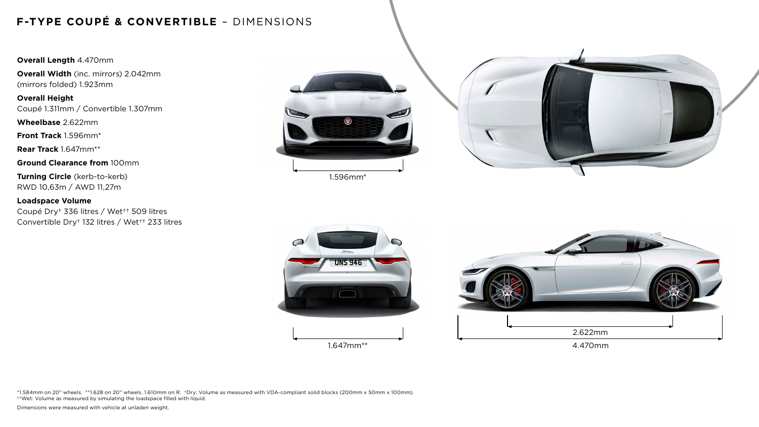# **F-TYPE COUPÉ & CONVERTIBLE** – DIMENSIONS

**Overall Length** 4.470mm

**Overall Width** (inc. mirrors) 2.042mm
(mirrors folded) 1.923mm

**Overall Height**
Coupé 1.311mm / Convertible 1.307mm

**Wheelbase** 2.622mm

**Front Track** 1.596mm*

**Rear Track** 1.647mm**

**Ground Clearance from** 100mm

**Turning Circle** (kerb-to-kerb)
RWD 10,63m / AWD 11,27m

**Loadspace Volume**
Coupé Dry† 336 litres / Wet†† 509 litres
Convertible Dry† 132 litres / Wet†† 233 litres

1.596mm*

1.647mm**

2.622mm

4.470mm

*1.584mm on 20" wheels. **1.628 on 20" wheels. 1.610mm on R. †Dry: Volume as measured with VDA-compliant solid blocks (200mm x 50mm x 100mm).
††Wet: Volume as measured by simulating the loadspace filled with liquid.

Dimensions were measured with vehicle at unladen weight.